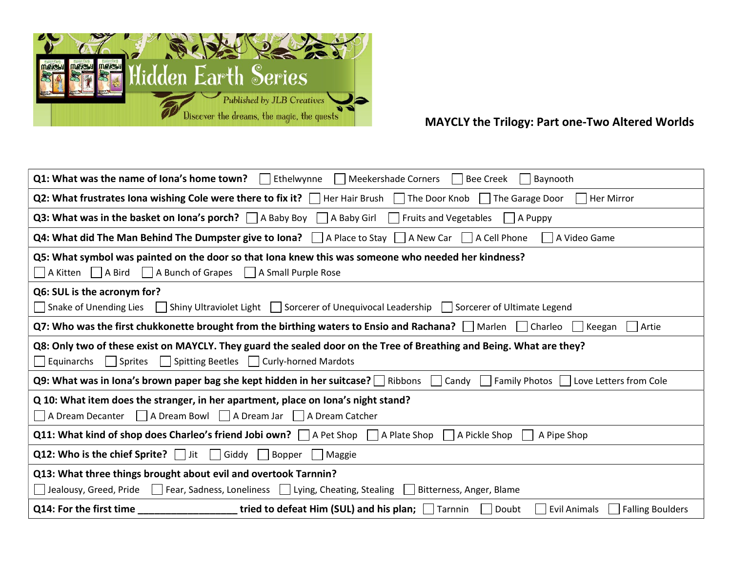Hidden Earth Series

Published by JLB Creatives

Discover the dreams, the magic, the quests

## MAYCLY the Trilogy: Part one-Two Altered Worlds

**Q1: What was the name of Iona's home town?** ☐ Ethelwynne ☐ Meekershade Corners ☐ Bee Creek ☐ Baynooth

**Q2: What frustrates Iona wishing Cole were there to fix it?** ☐ Her Hair Brush ☐ The Door Knob ☐ The Garage Door ☐ Her Mirror

**Q3: What was in the basket on Iona's porch?** ☐ A Baby Boy ☐ A Baby Girl ☐ Fruits and Vegetables ☐ A Puppy

**Q4: What did The Man Behind The Dumpster give to Iona?** ☐ A Place to Stay ☐ A New Car ☐ A Cell Phone ☐ A Video Game

**Q5: What symbol was painted on the door so that Iona knew this was someone who needed her kindness?**
☐ A Kitten ☐ A Bird ☐ A Bunch of Grapes ☐ A Small Purple Rose

**Q6: SUL is the acronym for?**
☐ Snake of Unending Lies ☐ Shiny Ultraviolet Light ☐ Sorcerer of Unequivocal Leadership ☐ Sorcerer of Ultimate Legend

**Q7: Who was the first chukkonette brought from the birthing waters to Ensio and Rachana?** ☐ Marlen ☐ Charleo ☐ Keegan ☐ Artie

**Q8: Only two of these exist on MAYCLY. They guard the sealed door on the Tree of Breathing and Being. What are they?**
☐ Equinarchs ☐ Sprites ☐ Spitting Beetles ☐ Curly-horned Mardots

**Q9: What was in Iona's brown paper bag she kept hidden in her suitcase?** ☐ Ribbons ☐ Candy ☐ Family Photos ☐ Love Letters from Cole

**Q 10: What item does the stranger, in her apartment, place on Iona's night stand?**
☐ A Dream Decanter ☐ A Dream Bowl ☐ A Dream Jar ☐ A Dream Catcher

**Q11: What kind of shop does Charleo's friend Jobi own?** ☐ A Pet Shop ☐ A Plate Shop ☐ A Pickle Shop ☐ A Pipe Shop

**Q12: Who is the chief Sprite?** ☐ Jit ☐ Giddy ☐ Bopper ☐ Maggie

**Q13: What three things brought about evil and overtook Tarnnin?**
☐ Jealousy, Greed, Pride ☐ Fear, Sadness, Loneliness ☐ Lying, Cheating, Stealing ☐ Bitterness, Anger, Blame

**Q14: For the first time \_\_\_\_\_\_\_\_\_\_\_\_\_\_\_\_\_\_ tried to defeat Him (SUL) and his plan;** ☐ Tarnnin ☐ Doubt ☐ Evil Animals ☐ Falling Boulders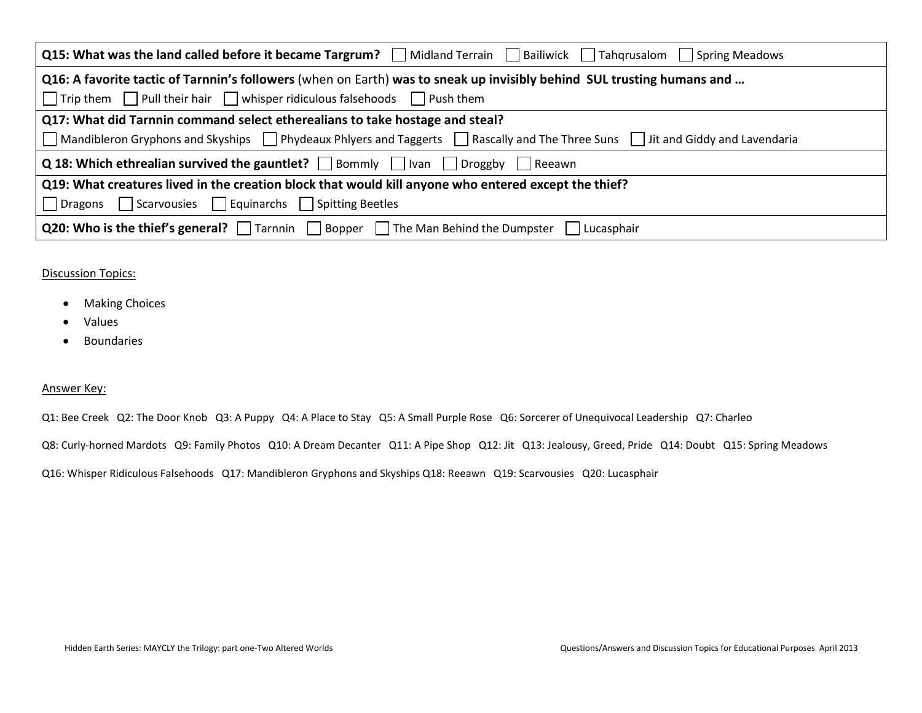| | |
|---|---|
| **Q15: What was the land called before it became Targrum?** ☐ Midland Terrain ☐ Bailiwick ☐ Tahqrusalom ☐ Spring Meadows | |
| **Q16: A favorite tactic of Tarnnin's followers** (when on Earth) **was to sneak up invisibly behind SUL trusting humans and …** ☐ Trip them ☐ Pull their hair ☐ whisper ridiculous falsehoods ☐ Push them | |
| **Q17: What did Tarnnin command select etherealians to take hostage and steal?** ☐ Mandibleron Gryphons and Skyships ☐ Phydeaux Phlyers and Taggerts ☐ Rascally and The Three Suns ☐ Jit and Giddy and Lavendaria | |
| **Q 18: Which ethrealian survived the gauntlet?** ☐ Bommly ☐ Ivan ☐ Droggby ☐ Reeawn | |
| **Q19: What creatures lived in the creation block that would kill anyone who entered except the thief?** ☐ Dragons ☐ Scarvousies ☐ Equinarchs ☐ Spitting Beetles | |
| **Q20: Who is the thief's general?** ☐ Tarnnin ☐ Bopper ☐ The Man Behind the Dumpster ☐ Lucasphair | |

Discussion Topics:

- Making Choices
- Values
- Boundaries

Answer Key:

Q1: Bee Creek Q2: The Door Knob Q3: A Puppy Q4: A Place to Stay Q5: A Small Purple Rose Q6: Sorcerer of Unequivocal Leadership Q7: Charleo

Q8: Curly-horned Mardots Q9: Family Photos Q10: A Dream Decanter Q11: A Pipe Shop Q12: Jit Q13: Jealousy, Greed, Pride Q14: Doubt Q15: Spring Meadows

Q16: Whisper Ridiculous Falsehoods Q17: Mandibleron Gryphons and Skyships Q18: Reeawn Q19: Scarvousies Q20: Lucasphair